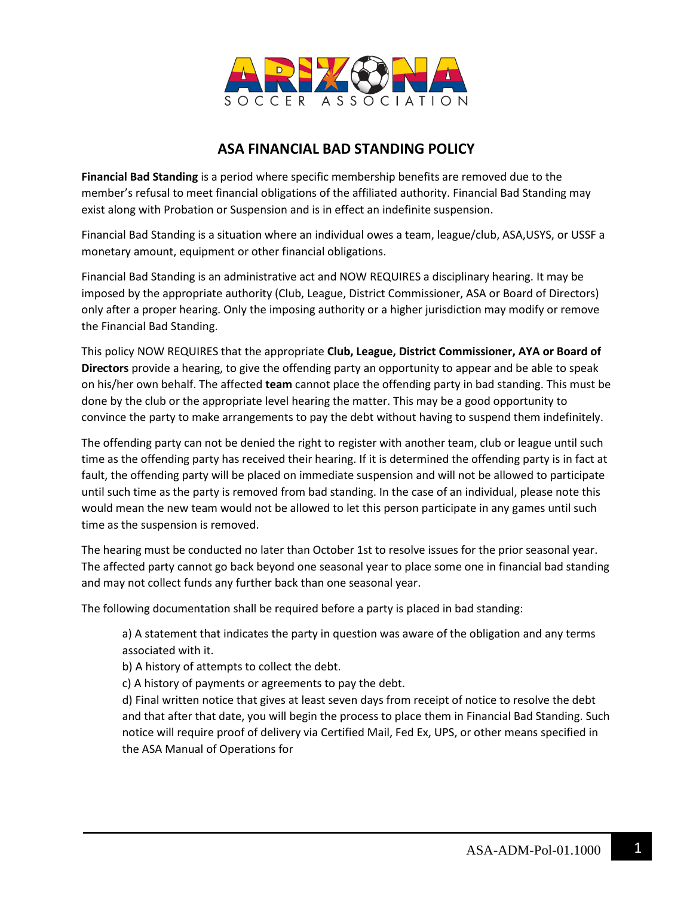# ASA FINANCIAL BAD STANDING POLICY

**Financial Bad Standing** is a period where specific membership benefits are removed due to the member's refusal to meet financial obligations of the affiliated authority. Financial Bad Standing may exist along with Probation or Suspension and is in effect an indefinite suspension.

Financial Bad Standing is a situation where an individual owes a team, league/club, ASA,USYS, or USSF a monetary amount, equipment or other financial obligations.

Financial Bad Standing is an administrative act and NOW REQUIRES a disciplinary hearing. It may be imposed by the appropriate authority (Club, League, District Commissioner, ASA or Board of Directors) only after a proper hearing. Only the imposing authority or a higher jurisdiction may modify or remove the Financial Bad Standing.

This policy NOW REQUIRES that the appropriate **Club, League, District Commissioner, AYA or Board of Directors** provide a hearing, to give the offending party an opportunity to appear and be able to speak on his/her own behalf. The affected **team** cannot place the offending party in bad standing. This must be done by the club or the appropriate level hearing the matter. This may be a good opportunity to convince the party to make arrangements to pay the debt without having to suspend them indefinitely.

The offending party can not be denied the right to register with another team, club or league until such time as the offending party has received their hearing. If it is determined the offending party is in fact at fault, the offending party will be placed on immediate suspension and will not be allowed to participate until such time as the party is removed from bad standing. In the case of an individual, please note this would mean the new team would not be allowed to let this person participate in any games until such time as the suspension is removed.

The hearing must be conducted no later than October 1st to resolve issues for the prior seasonal year. The affected party cannot go back beyond one seasonal year to place some one in financial bad standing and may not collect funds any further back than one seasonal year.

The following documentation shall be required before a party is placed in bad standing:

a) A statement that indicates the party in question was aware of the obligation and any terms associated with it.
b) A history of attempts to collect the debt.
c) A history of payments or agreements to pay the debt.
d) Final written notice that gives at least seven days from receipt of notice to resolve the debt and that after that date, you will begin the process to place them in Financial Bad Standing. Such notice will require proof of delivery via Certified Mail, Fed Ex, UPS, or other means specified in the ASA Manual of Operations for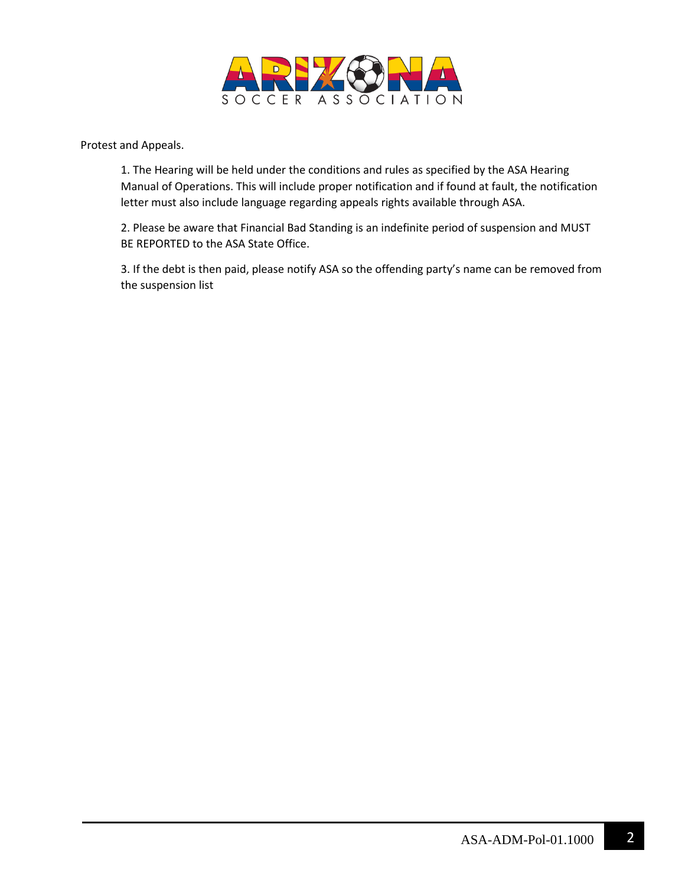Protest and Appeals.

1. The Hearing will be held under the conditions and rules as specified by the ASA Hearing Manual of Operations. This will include proper notification and if found at fault, the notification letter must also include language regarding appeals rights available through ASA.

2. Please be aware that Financial Bad Standing is an indefinite period of suspension and MUST BE REPORTED to the ASA State Office.

3. If the debt is then paid, please notify ASA so the offending party's name can be removed from the suspension list